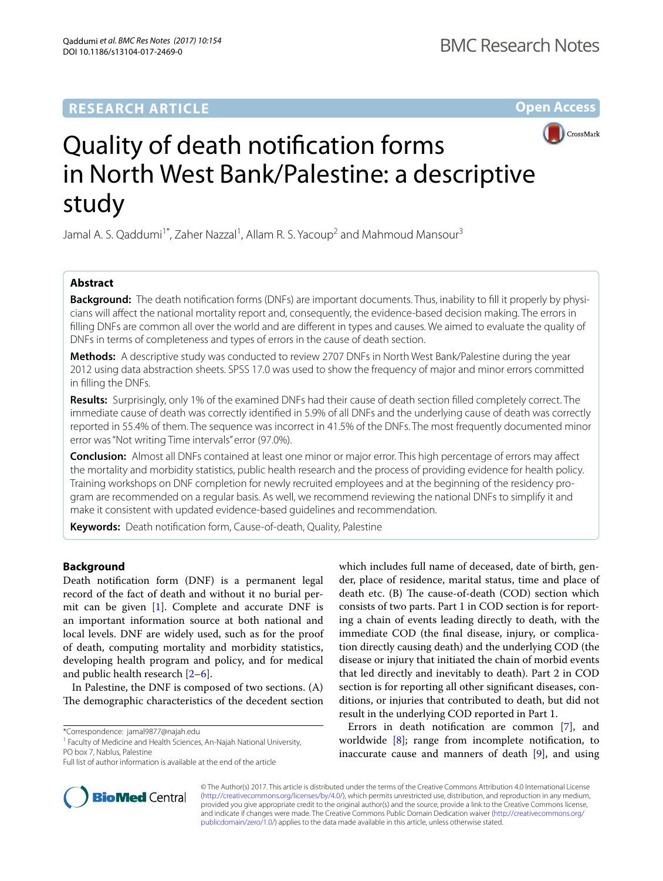RESEARCH ARTICLE

Open Access

# Quality of death notification forms in North West Bank/Palestine: a descriptive study

Jamal A. S. Qaddumi[1*], Zaher Nazzal[1], Allam R. S. Yacoup[2] and Mahmoud Mansour[3]

## Abstract

**Background:** The death notification forms (DNFs) are important documents. Thus, inability to fill it properly by physicians will affect the national mortality report and, consequently, the evidence-based decision making. The errors in filling DNFs are common all over the world and are different in types and causes. We aimed to evaluate the quality of DNFs in terms of completeness and types of errors in the cause of death section.

**Methods:** A descriptive study was conducted to review 2707 DNFs in North West Bank/Palestine during the year 2012 using data abstraction sheets. SPSS 17.0 was used to show the frequency of major and minor errors committed in filling the DNFs.

**Results:** Surprisingly, only 1% of the examined DNFs had their cause of death section filled completely correct. The immediate cause of death was correctly identified in 5.9% of all DNFs and the underlying cause of death was correctly reported in 55.4% of them. The sequence was incorrect in 41.5% of the DNFs. The most frequently documented minor error was "Not writing Time intervals" error (97.0%).

**Conclusion:** Almost all DNFs contained at least one minor or major error. This high percentage of errors may affect the mortality and morbidity statistics, public health research and the process of providing evidence for health policy. Training workshops on DNF completion for newly recruited employees and at the beginning of the residency program are recommended on a regular basis. As well, we recommend reviewing the national DNFs to simplify it and make it consistent with updated evidence-based guidelines and recommendation.

**Keywords:** Death notification form, Cause-of-death, Quality, Palestine

## Background

Death notification form (DNF) is a permanent legal record of the fact of death and without it no burial permit can be given [1]. Complete and accurate DNF is an important information source at both national and local levels. DNF are widely used, such as for the proof of death, computing mortality and morbidity statistics, developing health program and policy, and for medical and public health research [2–6].

In Palestine, the DNF is composed of two sections. (A) The demographic characteristics of the decedent section which includes full name of deceased, date of birth, gender, place of residence, marital status, time and place of death etc. (B) The cause-of-death (COD) section which consists of two parts. Part 1 in COD section is for reporting a chain of events leading directly to death, with the immediate COD (the final disease, injury, or complication directly causing death) and the underlying COD (the disease or injury that initiated the chain of morbid events that led directly and inevitably to death). Part 2 in COD section is for reporting all other significant diseases, conditions, or injuries that contributed to death, but did not result in the underlying COD reported in Part 1.

Errors in death notification are common [7], and worldwide [8]; range from incomplete notification, to inaccurate cause and manners of death [9], and using

*Correspondence: jamal9877@najah.edu
[1] Faculty of Medicine and Health Sciences, An-Najah National University, PO box 7, Nablus, Palestine
Full list of author information is available at the end of the article

© The Author(s) 2017. This article is distributed under the terms of the Creative Commons Attribution 4.0 International License (http://creativecommons.org/licenses/by/4.0/), which permits unrestricted use, distribution, and reproduction in any medium, provided you give appropriate credit to the original author(s) and the source, provide a link to the Creative Commons license, and indicate if changes were made. The Creative Commons Public Domain Dedication waiver (http://creativecommons.org/publicdomain/zero/1.0/) applies to the data made available in this article, unless otherwise stated.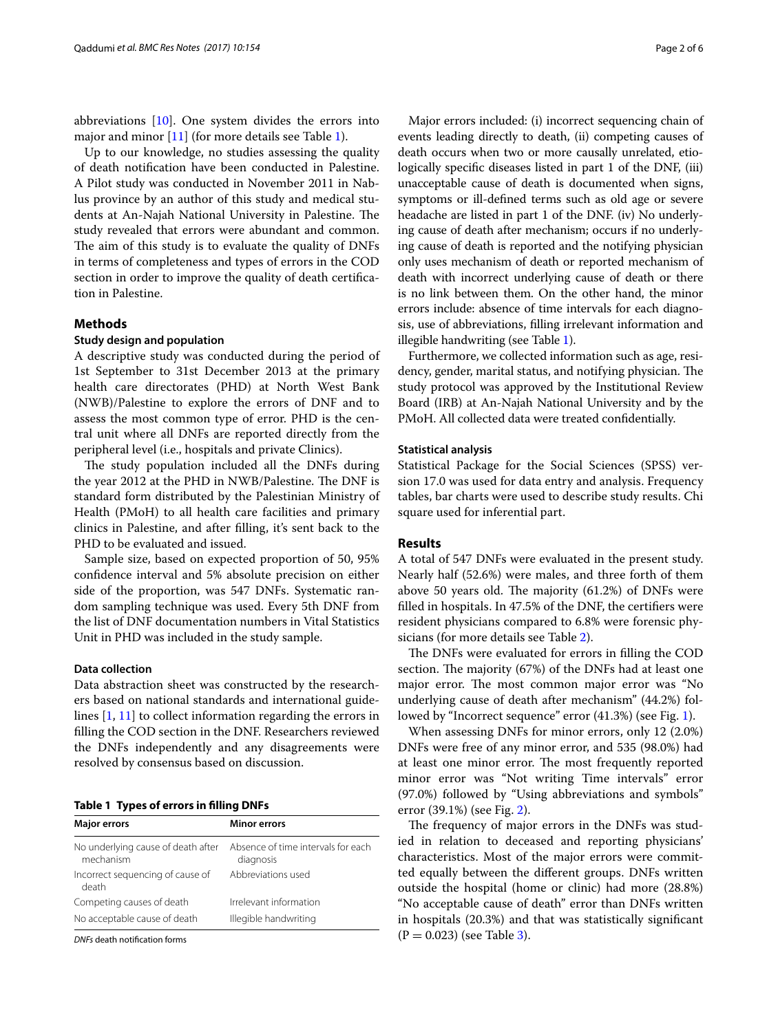abbreviations [10]. One system divides the errors into major and minor [11] (for more details see Table 1).

Up to our knowledge, no studies assessing the quality of death notification have been conducted in Palestine. A Pilot study was conducted in November 2011 in Nablus province by an author of this study and medical students at An-Najah National University in Palestine. The study revealed that errors were abundant and common. The aim of this study is to evaluate the quality of DNFs in terms of completeness and types of errors in the COD section in order to improve the quality of death certification in Palestine.

## Methods

### Study design and population

A descriptive study was conducted during the period of 1st September to 31st December 2013 at the primary health care directorates (PHD) at North West Bank (NWB)/Palestine to explore the errors of DNF and to assess the most common type of error. PHD is the central unit where all DNFs are reported directly from the peripheral level (i.e., hospitals and private Clinics).

The study population included all the DNFs during the year 2012 at the PHD in NWB/Palestine. The DNF is standard form distributed by the Palestinian Ministry of Health (PMoH) to all health care facilities and primary clinics in Palestine, and after filling, it's sent back to the PHD to be evaluated and issued.

Sample size, based on expected proportion of 50, 95% confidence interval and 5% absolute precision on either side of the proportion, was 547 DNFs. Systematic random sampling technique was used. Every 5th DNF from the list of DNF documentation numbers in Vital Statistics Unit in PHD was included in the study sample.

### Data collection

Data abstraction sheet was constructed by the researchers based on national standards and international guidelines [1, 11] to collect information regarding the errors in filling the COD section in the DNF. Researchers reviewed the DNFs independently and any disagreements were resolved by consensus based on discussion.

**Table 1 Types of errors in filling DNFs**

| Major errors | Minor errors |
|---|---|
| No underlying cause of death after mechanism | Absence of time intervals for each diagnosis |
| Incorrect sequencing of cause of death | Abbreviations used |
| Competing causes of death | Irrelevant information |
| No acceptable cause of death | Illegible handwriting |

*DNFs* death notification forms

Major errors included: (i) incorrect sequencing chain of events leading directly to death, (ii) competing causes of death occurs when two or more causally unrelated, etiologically specific diseases listed in part 1 of the DNF, (iii) unacceptable cause of death is documented when signs, symptoms or ill-defined terms such as old age or severe headache are listed in part 1 of the DNF. (iv) No underlying cause of death after mechanism; occurs if no underlying cause of death is reported and the notifying physician only uses mechanism of death or reported mechanism of death with incorrect underlying cause of death or there is no link between them. On the other hand, the minor errors include: absence of time intervals for each diagnosis, use of abbreviations, filling irrelevant information and illegible handwriting (see Table 1).

Furthermore, we collected information such as age, residency, gender, marital status, and notifying physician. The study protocol was approved by the Institutional Review Board (IRB) at An-Najah National University and by the PMoH. All collected data were treated confidentially.

### Statistical analysis

Statistical Package for the Social Sciences (SPSS) version 17.0 was used for data entry and analysis. Frequency tables, bar charts were used to describe study results. Chi square used for inferential part.

## Results

A total of 547 DNFs were evaluated in the present study. Nearly half (52.6%) were males, and three forth of them above 50 years old. The majority (61.2%) of DNFs were filled in hospitals. In 47.5% of the DNF, the certifiers were resident physicians compared to 6.8% were forensic physicians (for more details see Table 2).

The DNFs were evaluated for errors in filling the COD section. The majority (67%) of the DNFs had at least one major error. The most common major error was "No underlying cause of death after mechanism" (44.2%) followed by "Incorrect sequence" error (41.3%) (see Fig. 1).

When assessing DNFs for minor errors, only 12 (2.0%) DNFs were free of any minor error, and 535 (98.0%) had at least one minor error. The most frequently reported minor error was "Not writing Time intervals" error (97.0%) followed by "Using abbreviations and symbols" error (39.1%) (see Fig. 2).

The frequency of major errors in the DNFs was studied in relation to deceased and reporting physicians' characteristics. Most of the major errors were committed equally between the different groups. DNFs written outside the hospital (home or clinic) had more (28.8%) "No acceptable cause of death" error than DNFs written in hospitals (20.3%) and that was statistically significant ($P = 0.023$) (see Table 3).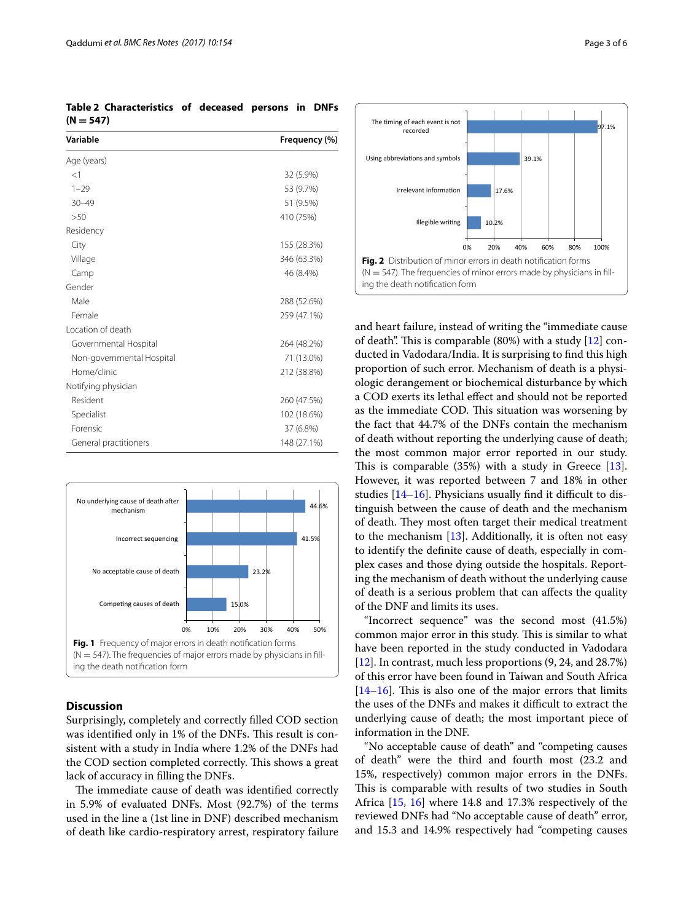**Table 2 Characteristics of deceased persons in DNFs (N = 547)**

| Variable | Frequency (%) |
|---|---|
| Age (years) | |
| <1 | 32 (5.9%) |
| 1–29 | 53 (9.7%) |
| 30–49 | 51 (9.5%) |
| >50 | 410 (75%) |
| Residency | |
| City | 155 (28.3%) |
| Village | 346 (63.3%) |
| Camp | 46 (8.4%) |
| Gender | |
| Male | 288 (52.6%) |
| Female | 259 (47.1%) |
| Location of death | |
| Governmental Hospital | 264 (48.2%) |
| Non-governmental Hospital | 71 (13.0%) |
| Home/clinic | 212 (38.8%) |
| Notifying physician | |
| Resident | 260 (47.5%) |
| Specialist | 102 (18.6%) |
| Forensic | 37 (6.8%) |
| General practitioners | 148 (27.1%) |

| Major error | Frequency |
|---|---|
| No underlying cause of death after mechanism | 44.6% |
| Incorrect sequencing | 41.5% |
| No acceptable cause of death | 23.2% |
| Competing causes of death | 15.0% |

**Fig. 1** Frequency of major errors in death notification forms (N = 547). The frequencies of major errors made by physicians in filling the death notification form

| Minor error | Frequency |
|---|---|
| The timing of each event is not recorded | 97.1% |
| Using abbreviations and symbols | 39.1% |
| Irrelevant information | 17.6% |
| Illegible writing | 10.2% |

**Fig. 2** Distribution of minor errors in death notification forms (N = 547). The frequencies of minor errors made by physicians in filling the death notification form

## Discussion

Surprisingly, completely and correctly filled COD section was identified only in 1% of the DNFs. This result is consistent with a study in India where 1.2% of the DNFs had the COD section completed correctly. This shows a great lack of accuracy in filling the DNFs.

The immediate cause of death was identified correctly in 5.9% of evaluated DNFs. Most (92.7%) of the terms used in the line a (1st line in DNF) described mechanism of death like cardio-respiratory arrest, respiratory failure and heart failure, instead of writing the "immediate cause of death". This is comparable (80%) with a study [12] conducted in Vadodara/India. It is surprising to find this high proportion of such error. Mechanism of death is a physiologic derangement or biochemical disturbance by which a COD exerts its lethal effect and should not be reported as the immediate COD. This situation was worsening by the fact that 44.7% of the DNFs contain the mechanism of death without reporting the underlying cause of death; the most common major error reported in our study. This is comparable (35%) with a study in Greece [13]. However, it was reported between 7 and 18% in other studies [14–16]. Physicians usually find it difficult to distinguish between the cause of death and the mechanism of death. They most often target their medical treatment to the mechanism [13]. Additionally, it is often not easy to identify the definite cause of death, especially in complex cases and those dying outside the hospitals. Reporting the mechanism of death without the underlying cause of death is a serious problem that can affects the quality of the DNF and limits its uses.

"Incorrect sequence" was the second most (41.5%) common major error in this study. This is similar to what have been reported in the study conducted in Vadodara [12]. In contrast, much less proportions (9, 24, and 28.7%) of this error have been found in Taiwan and South Africa [14–16]. This is also one of the major errors that limits the uses of the DNFs and makes it difficult to extract the underlying cause of death; the most important piece of information in the DNF.

"No acceptable cause of death" and "competing causes of death" were the third and fourth most (23.2 and 15%, respectively) common major errors in the DNFs. This is comparable with results of two studies in South Africa [15, 16] where 14.8 and 17.3% respectively of the reviewed DNFs had "No acceptable cause of death" error, and 15.3 and 14.9% respectively had "competing causes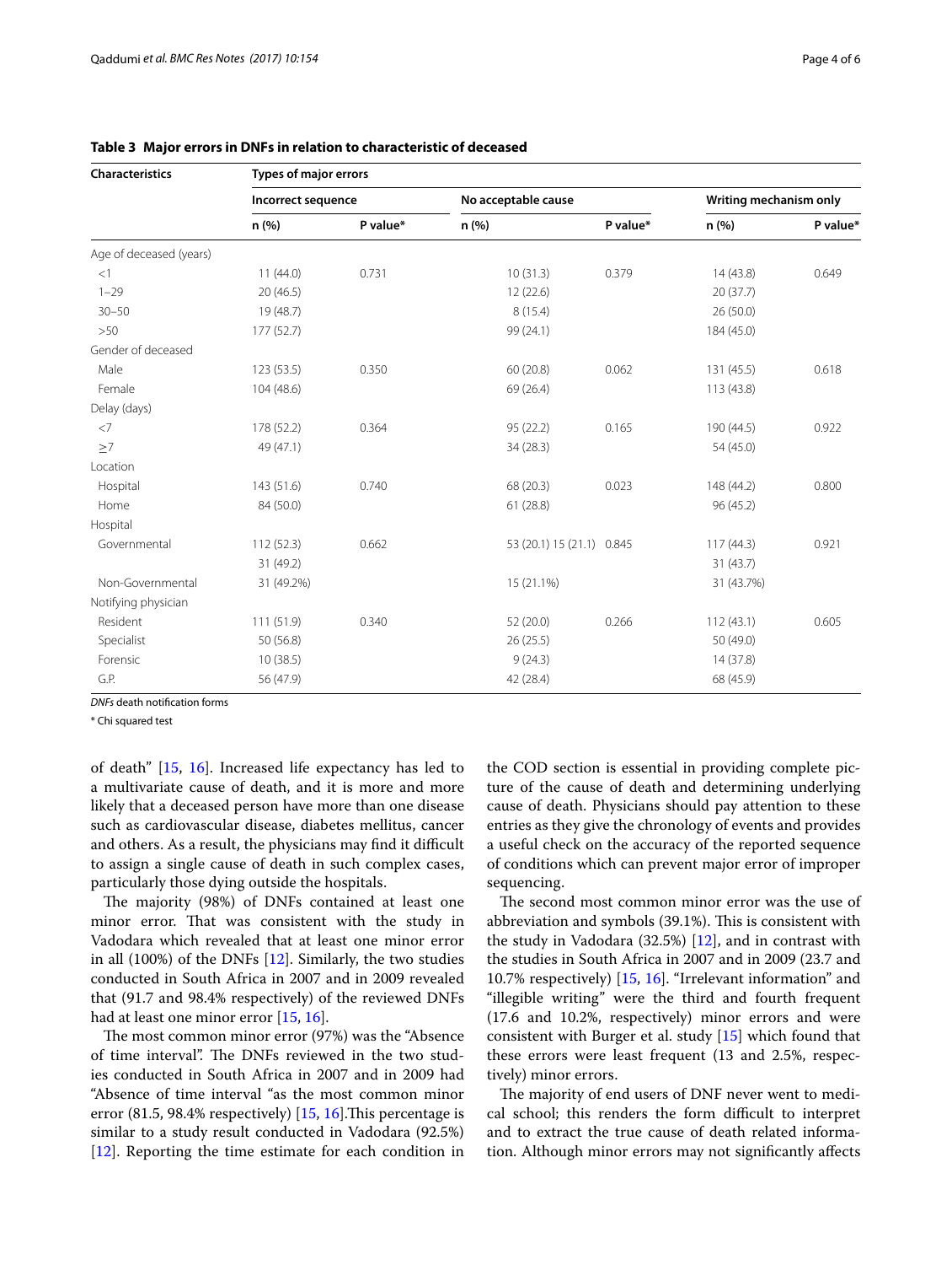**Table 3 Major errors in DNFs in relation to characteristic of deceased**

| Characteristics | Types of major errors | | | | | |
|---|---|---|---|---|---|---|
| | Incorrect sequence | | No acceptable cause | | Writing mechanism only | |
| | n (%) | P value* | n (%) | P value* | n (%) | P value* |
| Age of deceased (years) | | | | | | |
| <1 | 11 (44.0) | 0.731 | 10 (31.3) | 0.379 | 14 (43.8) | 0.649 |
| 1–29 | 20 (46.5) | | 12 (22.6) | | 20 (37.7) | |
| 30–50 | 19 (48.7) | | 8 (15.4) | | 26 (50.0) | |
| >50 | 177 (52.7) | | 99 (24.1) | | 184 (45.0) | |
| Gender of deceased | | | | | | |
| Male | 123 (53.5) | 0.350 | 60 (20.8) | 0.062 | 131 (45.5) | 0.618 |
| Female | 104 (48.6) | | 69 (26.4) | | 113 (43.8) | |
| Delay (days) | | | | | | |
| <7 | 178 (52.2) | 0.364 | 95 (22.2) | 0.165 | 190 (44.5) | 0.922 |
| ≥7 | 49 (47.1) | | 34 (28.3) | | 54 (45.0) | |
| Location | | | | | | |
| Hospital | 143 (51.6) | 0.740 | 68 (20.3) | 0.023 | 148 (44.2) | 0.800 |
| Home | 84 (50.0) | | 61 (28.8) | | 96 (45.2) | |
| Hospital | | | | | | |
| Governmental | 112 (52.3) | 0.662 | 53 (20.1) 15 (21.1) | 0.845 | 117 (44.3) | 0.921 |
| | 31 (49.2) | | | | 31 (43.7) | |
| Non-Governmental | 31 (49.2%) | | 15 (21.1%) | | 31 (43.7%) | |
| Notifying physician | | | | | | |
| Resident | 111 (51.9) | 0.340 | 52 (20.0) | 0.266 | 112 (43.1) | 0.605 |
| Specialist | 50 (56.8) | | 26 (25.5) | | 50 (49.0) | |
| Forensic | 10 (38.5) | | 9 (24.3) | | 14 (37.8) | |
| G.P. | 56 (47.9) | | 42 (28.4) | | 68 (45.9) | |

*DNFs* death notification forms

\* Chi squared test

of death" [15, 16]. Increased life expectancy has led to a multivariate cause of death, and it is more and more likely that a deceased person have more than one disease such as cardiovascular disease, diabetes mellitus, cancer and others. As a result, the physicians may find it difficult to assign a single cause of death in such complex cases, particularly those dying outside the hospitals.

The majority (98%) of DNFs contained at least one minor error. That was consistent with the study in Vadodara which revealed that at least one minor error in all (100%) of the DNFs [12]. Similarly, the two studies conducted in South Africa in 2007 and in 2009 revealed that (91.7 and 98.4% respectively) of the reviewed DNFs had at least one minor error [15, 16].

The most common minor error (97%) was the "Absence of time interval". The DNFs reviewed in the two studies conducted in South Africa in 2007 and in 2009 had "Absence of time interval "as the most common minor error (81.5, 98.4% respectively) [15, 16].This percentage is similar to a study result conducted in Vadodara (92.5%) [12]. Reporting the time estimate for each condition in the COD section is essential in providing complete picture of the cause of death and determining underlying cause of death. Physicians should pay attention to these entries as they give the chronology of events and provides a useful check on the accuracy of the reported sequence of conditions which can prevent major error of improper sequencing.

The second most common minor error was the use of abbreviation and symbols (39.1%). This is consistent with the study in Vadodara (32.5%) [12], and in contrast with the studies in South Africa in 2007 and in 2009 (23.7 and 10.7% respectively) [15, 16]. "Irrelevant information" and "illegible writing" were the third and fourth frequent (17.6 and 10.2%, respectively) minor errors and were consistent with Burger et al. study [15] which found that these errors were least frequent (13 and 2.5%, respectively) minor errors.

The majority of end users of DNF never went to medical school; this renders the form difficult to interpret and to extract the true cause of death related information. Although minor errors may not significantly affects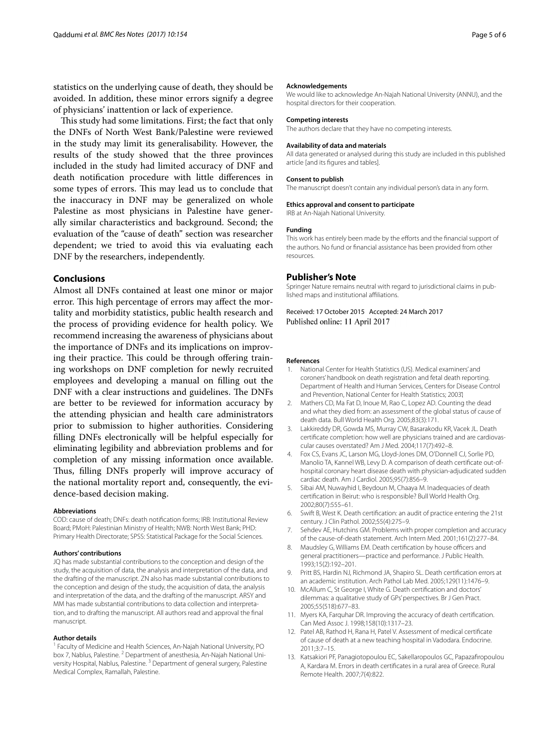statistics on the underlying cause of death, they should be avoided. In addition, these minor errors signify a degree of physicians' inattention or lack of experience.

This study had some limitations. First; the fact that only the DNFs of North West Bank/Palestine were reviewed in the study may limit its generalisability. However, the results of the study showed that the three provinces included in the study had limited accuracy of DNF and death notification procedure with little differences in some types of errors. This may lead us to conclude that the inaccuracy in DNF may be generalized on whole Palestine as most physicians in Palestine have generally similar characteristics and background. Second; the evaluation of the "cause of death" section was researcher dependent; we tried to avoid this via evaluating each DNF by the researchers, independently.

## Conclusions

Almost all DNFs contained at least one minor or major error. This high percentage of errors may affect the mortality and morbidity statistics, public health research and the process of providing evidence for health policy. We recommend increasing the awareness of physicians about the importance of DNFs and its implications on improving their practice. This could be through offering training workshops on DNF completion for newly recruited employees and developing a manual on filling out the DNF with a clear instructions and guidelines. The DNFs are better to be reviewed for information accuracy by the attending physician and health care administrators prior to submission to higher authorities. Considering filling DNFs electronically will be helpful especially for eliminating legibility and abbreviation problems and for completion of any missing information once available. Thus, filling DNFs properly will improve accuracy of the national mortality report and, consequently, the evidence-based decision making.

#### Abbreviations

COD: cause of death; DNFs: death notification forms; IRB: Institutional Review Board; PMoH: Palestinian Ministry of Health; NWB: North West Bank; PHD: Primary Health Directorate; SPSS: Statistical Package for the Social Sciences.

#### Authors' contributions

JQ has made substantial contributions to the conception and design of the study, the acquisition of data, the analysis and interpretation of the data, and the drafting of the manuscript. ZN also has made substantial contributions to the conception and design of the study, the acquisition of data, the analysis and interpretation of the data, and the drafting of the manuscript. ARSY and MM has made substantial contributions to data collection and interpretation, and to drafting the manuscript. All authors read and approval the final manuscript.

#### Author details

[1] Faculty of Medicine and Health Sciences, An-Najah National University, PO box 7, Nablus, Palestine. [2] Department of anesthesia, An-Najah National University Hospital, Nablus, Palestine. [3] Department of general surgery, Palestine Medical Complex, Ramallah, Palestine.

#### Acknowledgements

We would like to acknowledge An-Najah National University (ANNU), and the hospital directors for their cooperation.

#### Competing interests

The authors declare that they have no competing interests.

#### Availability of data and materials

All data generated or analysed during this study are included in this published article [and its figures and tables].

#### Consent to publish

The manuscript doesn't contain any individual person's data in any form.

#### Ethics approval and consent to participate

IRB at An-Najah National University.

#### Funding

This work has entirely been made by the efforts and the financial support of the authors. No fund or financial assistance has been provided from other resources.

## Publisher's Note

Springer Nature remains neutral with regard to jurisdictional claims in published maps and institutional affiliations.

Received: 17 October 2015 Accepted: 24 March 2017
Published online: 11 April 2017

#### References

1. National Center for Health Statistics (US). Medical examiners' and coroners' handbook on death registration and fetal death reporting. Department of Health and Human Services, Centers for Disease Control and Prevention, National Center for Health Statistics; 2003.
2. Mathers CD, Ma Fat D, Inoue M, Rao C, Lopez AD. Counting the dead and what they died from: an assessment of the global status of cause of death data. Bull World Health Org. 2005;83(3):171.
3. Lakkireddy DR, Gowda MS, Murray CW, Basarakodu KR, Vacek JL. Death certificate completion: how well are physicians trained and are cardiovascular causes overstated? Am J Med. 2004;117(7):492–8.
4. Fox CS, Evans JC, Larson MG, Lloyd-Jones DM, O'Donnell CJ, Sorlie PD, Manolio TA, Kannel WB, Levy D. A comparison of death certificate out-of-hospital coronary heart disease death with physician-adjudicated sudden cardiac death. Am J Cardiol. 2005;95(7):856–9.
5. Sibai AM, Nuwayhid I, Beydoun M, Chaaya M. Inadequacies of death certification in Beirut: who is responsible? Bull World Health Org. 2002;80(7):555–61.
6. Swift B, West K. Death certification: an audit of practice entering the 21st century. J Clin Pathol. 2002;55(4):275–9.
7. Sehdev AE, Hutchins GM. Problems with proper completion and accuracy of the cause-of-death statement. Arch Intern Med. 2001;161(2):277–84.
8. Maudsley G, Williams EM. Death certification by house officers and general practitioners—practice and performance. J Public Health. 1993;15(2):192–201.
9. Pritt BS, Hardin NJ, Richmond JA, Shapiro SL. Death certification errors at an academic institution. Arch Pathol Lab Med. 2005;129(11):1476–9.
10. McAllum C, St George I, White G. Death certification and doctors' dilemmas: a qualitative study of GPs' perspectives. Br J Gen Pract. 2005;55(518):677–83.
11. Myers KA, Farquhar DR. Improving the accuracy of death certification. Can Med Assoc J. 1998;158(10):1317–23.
12. Patel AB, Rathod H, Rana H, Patel V. Assessment of medical certificate of cause of death at a new teaching hospital in Vadodara. Endocrine. 2011;3:7–15.
13. Katsakiori PF, Panagiotopoulou EC, Sakellaropoulos GC, Papazafiropoulou A, Kardara M. Errors in death certificates in a rural area of Greece. Rural Remote Health. 2007;7(4):822.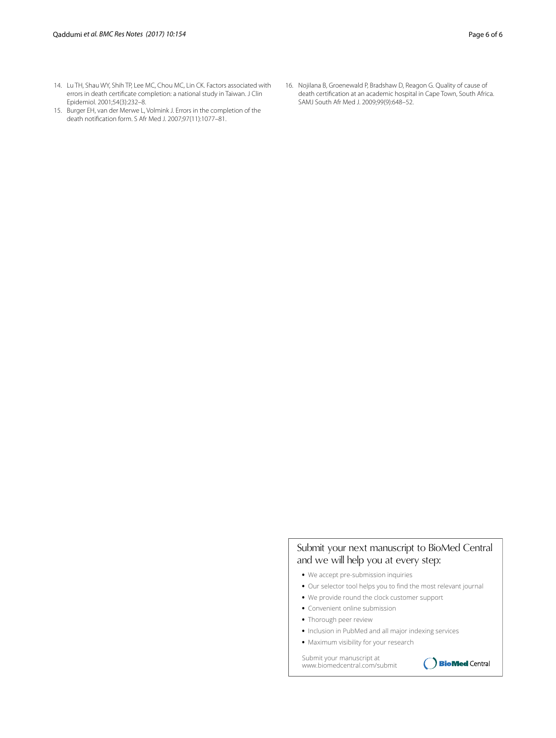14. Lu TH, Shau WY, Shih TP, Lee MC, Chou MC, Lin CK. Factors associated with errors in death certificate completion: a national study in Taiwan. J Clin Epidemiol. 2001;54(3):232–8.
15. Burger EH, van der Merwe L, Volmink J. Errors in the completion of the death notification form. S Afr Med J. 2007;97(11):1077–81.
16. Nojilana B, Groenewald P, Bradshaw D, Reagon G. Quality of cause of death certification at an academic hospital in Cape Town, South Africa. SAMJ South Afr Med J. 2009;99(9):648–52.

Submit your next manuscript to BioMed Central and we will help you at every step:

- We accept pre-submission inquiries
- Our selector tool helps you to find the most relevant journal
- We provide round the clock customer support
- Convenient online submission
- Thorough peer review
- Inclusion in PubMed and all major indexing services
- Maximum visibility for your research

Submit your manuscript at www.biomedcentral.com/submit

BioMed Central